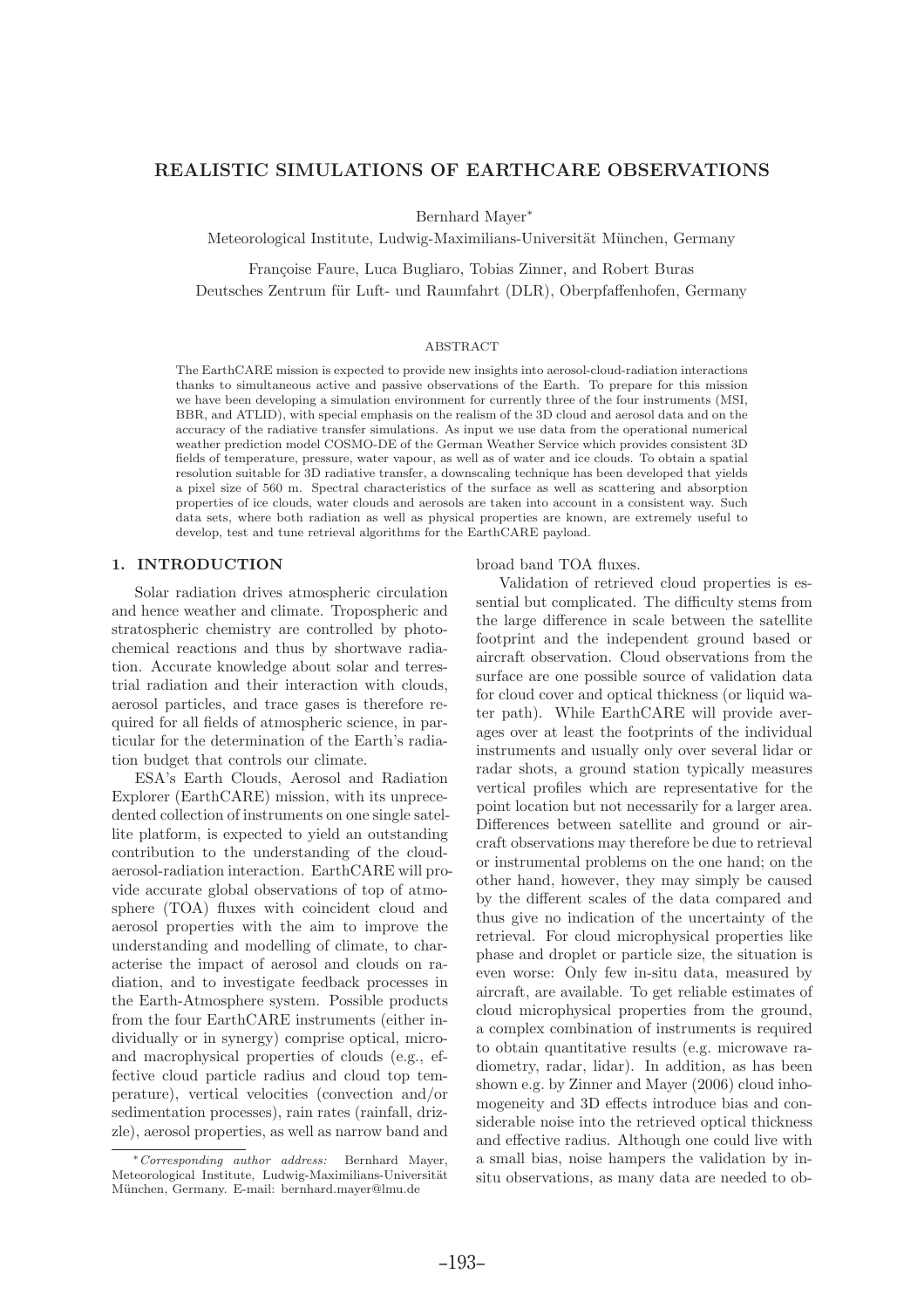# REALISTIC SIMULATIONS OF EARTHCARE OBSERVATIONS

Bernhard Mayer*

Meteorological Institute, Ludwig-Maximilians-Universität München, Germany

Françoise Faure, Luca Bugliaro, Tobias Zinner, and Robert Buras

Deutsches Zentrum für Luft- und Raumfahrt (DLR), Oberpfaffenhofen, Germany

## ABSTRACT

The EarthCARE mission is expected to provide new insights into aerosol-cloud-radiation interactions thanks to simultaneous active and passive observations of the Earth. To prepare for this mission we have been developing a simulation environment for currently three of the four instruments (MSI, BBR, and ATLID), with special emphasis on the realism of the 3D cloud and aerosol data and on the accuracy of the radiative transfer simulations. As input we use data from the operational numerical weather prediction model COSMO-DE of the German Weather Service which provides consistent 3D fields of temperature, pressure, water vapour, as well as of water and ice clouds. To obtain a spatial resolution suitable for 3D radiative transfer, a downscaling technique has been developed that yields a pixel size of 560 m. Spectral characteristics of the surface as well as scattering and absorption properties of ice clouds, water clouds and aerosols are taken into account in a consistent way. Such data sets, where both radiation as well as physical properties are known, are extremely useful to develop, test and tune retrieval algorithms for the EarthCARE payload.

## 1. INTRODUCTION

Solar radiation drives atmospheric circulation and hence weather and climate. Tropospheric and stratospheric chemistry are controlled by photochemical reactions and thus by shortwave radiation. Accurate knowledge about solar and terrestrial radiation and their interaction with clouds, aerosol particles, and trace gases is therefore required for all fields of atmospheric science, in particular for the determination of the Earth's radiation budget that controls our climate.

ESA's Earth Clouds, Aerosol and Radiation Explorer (EarthCARE) mission, with its unprecedented collection of instruments on one single satellite platform, is expected to yield an outstanding contribution to the understanding of the cloud-aerosol-radiation interaction. EarthCARE will provide accurate global observations of top of atmosphere (TOA) fluxes with coincident cloud and aerosol properties with the aim to improve the understanding and modelling of climate, to characterise the impact of aerosol and clouds on radiation, and to investigate feedback processes in the Earth-Atmosphere system. Possible products from the four EarthCARE instruments (either individually or in synergy) comprise optical, micro- and macrophysical properties of clouds (e.g., effective cloud particle radius and cloud top temperature), vertical velocities (convection and/or sedimentation processes), rain rates (rainfall, drizzle), aerosol properties, as well as narrow band and broad band TOA fluxes.

Validation of retrieved cloud properties is essential but complicated. The difficulty stems from the large difference in scale between the satellite footprint and the independent ground based or aircraft observation. Cloud observations from the surface are one possible source of validation data for cloud cover and optical thickness (or liquid water path). While EarthCARE will provide averages over at least the footprints of the individual instruments and usually only over several lidar or radar shots, a ground station typically measures vertical profiles which are representative for the point location but not necessarily for a larger area. Differences between satellite and ground or aircraft observations may therefore be due to retrieval or instrumental problems on the one hand; on the other hand, however, they may simply be caused by the different scales of the data compared and thus give no indication of the uncertainty of the retrieval. For cloud microphysical properties like phase and droplet or particle size, the situation is even worse: Only few in-situ data, measured by aircraft, are available. To get reliable estimates of cloud microphysical properties from the ground, a complex combination of instruments is required to obtain quantitative results (e.g. microwave radiometry, radar, lidar). In addition, as has been shown e.g. by Zinner and Mayer (2006) cloud inhomogeneity and 3D effects introduce bias and considerable noise into the retrieved optical thickness and effective radius. Although one could live with a small bias, noise hampers the validation by in-situ observations, as many data are needed to ob-

*Corresponding author address: Bernhard Mayer, Meteorological Institute, Ludwig-Maximilians-Universität München, Germany. E-mail: bernhard.mayer@lmu.de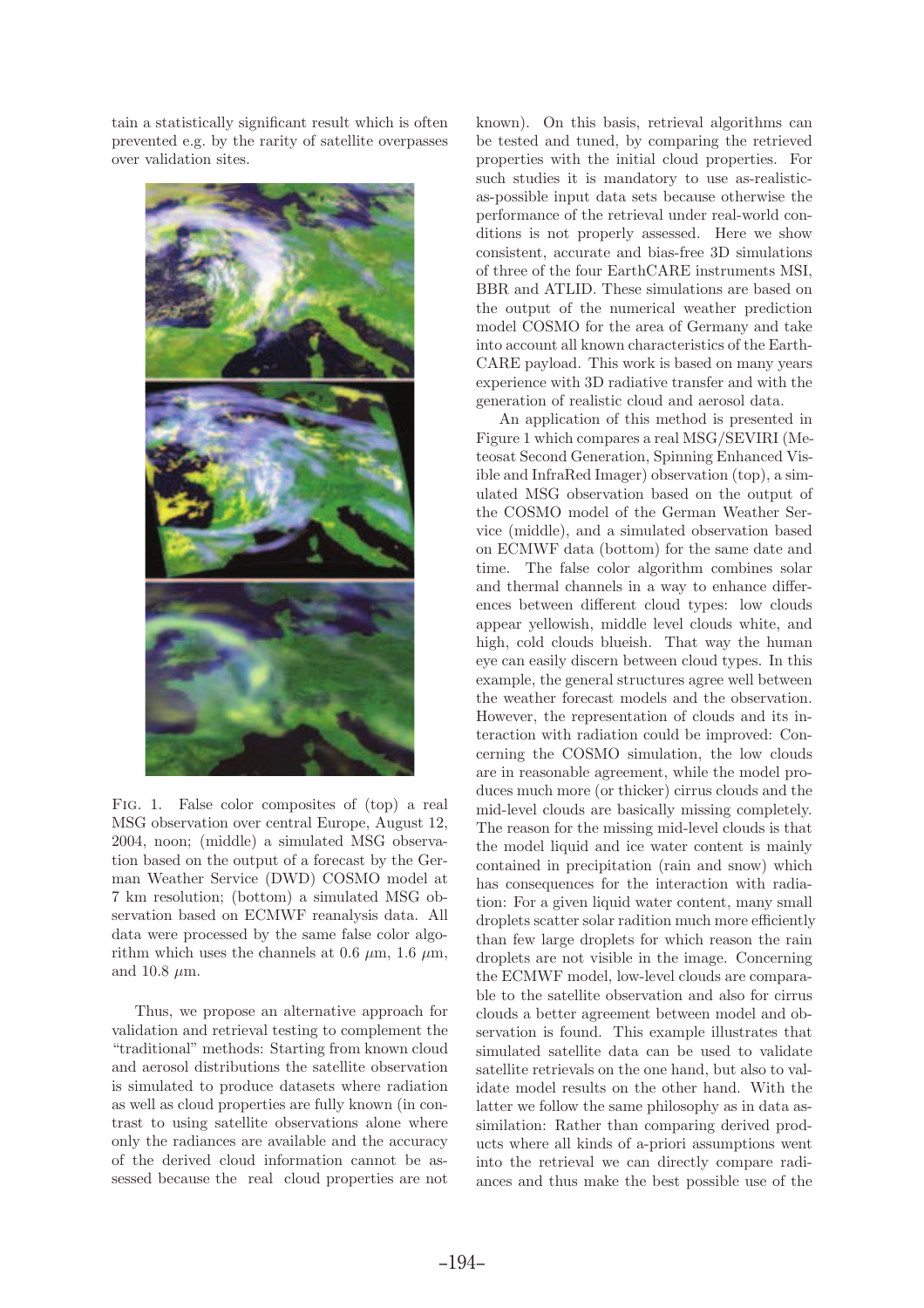tain a statistically significant result which is often prevented e.g. by the rarity of satellite overpasses over validation sites.

Fig. 1. False color composites of (top) a real MSG observation over central Europe, August 12, 2004, noon; (middle) a simulated MSG observation based on the output of a forecast by the German Weather Service (DWD) COSMO model at 7 km resolution; (bottom) a simulated MSG observation based on ECMWF reanalysis data. All data were processed by the same false color algorithm which uses the channels at 0.6 $\mu$m, 1.6 $\mu$m, and 10.8 $\mu$m.

Thus, we propose an alternative approach for validation and retrieval testing to complement the "traditional" methods: Starting from known cloud and aerosol distributions the satellite observation is simulated to produce datasets where radiation as well as cloud properties are fully known (in contrast to using satellite observations alone where only the radiances are available and the accuracy of the derived cloud information cannot be assessed because the real cloud properties are not known). On this basis, retrieval algorithms can be tested and tuned, by comparing the retrieved properties with the initial cloud properties. For such studies it is mandatory to use as-realistic-as-possible input data sets because otherwise the performance of the retrieval under real-world conditions is not properly assessed. Here we show consistent, accurate and bias-free 3D simulations of three of the four EarthCARE instruments MSI, BBR and ATLID. These simulations are based on the output of the numerical weather prediction model COSMO for the area of Germany and take into account all known characteristics of the EarthCARE payload. This work is based on many years experience with 3D radiative transfer and with the generation of realistic cloud and aerosol data.

An application of this method is presented in Figure 1 which compares a real MSG/SEVIRI (Meteosat Second Generation, Spinning Enhanced Visible and InfraRed Imager) observation (top), a simulated MSG observation based on the output of the COSMO model of the German Weather Service (middle), and a simulated observation based on ECMWF data (bottom) for the same date and time. The false color algorithm combines solar and thermal channels in a way to enhance differences between different cloud types: low clouds appear yellowish, middle level clouds white, and high, cold clouds blueish. That way the human eye can easily discern between cloud types. In this example, the general structures agree well between the weather forecast models and the observation. However, the representation of clouds and its interaction with radiation could be improved: Concerning the COSMO simulation, the low clouds are in reasonable agreement, while the model produces much more (or thicker) cirrus clouds and the mid-level clouds are basically missing completely. The reason for the missing mid-level clouds is that the model liquid and ice water content is mainly contained in precipitation (rain and snow) which has consequences for the interaction with radiation: For a given liquid water content, many small droplets scatter solar radition much more efficiently than few large droplets for which reason the rain droplets are not visible in the image. Concerning the ECMWF model, low-level clouds are comparable to the satellite observation and also for cirrus clouds a better agreement between model and observation is found. This example illustrates that simulated satellite data can be used to validate satellite retrievals on the one hand, but also to validate model results on the other hand. With the latter we follow the same philosophy as in data assimilation: Rather than comparing derived products where all kinds of a-priori assumptions went into the retrieval we can directly compare radiances and thus make the best possible use of the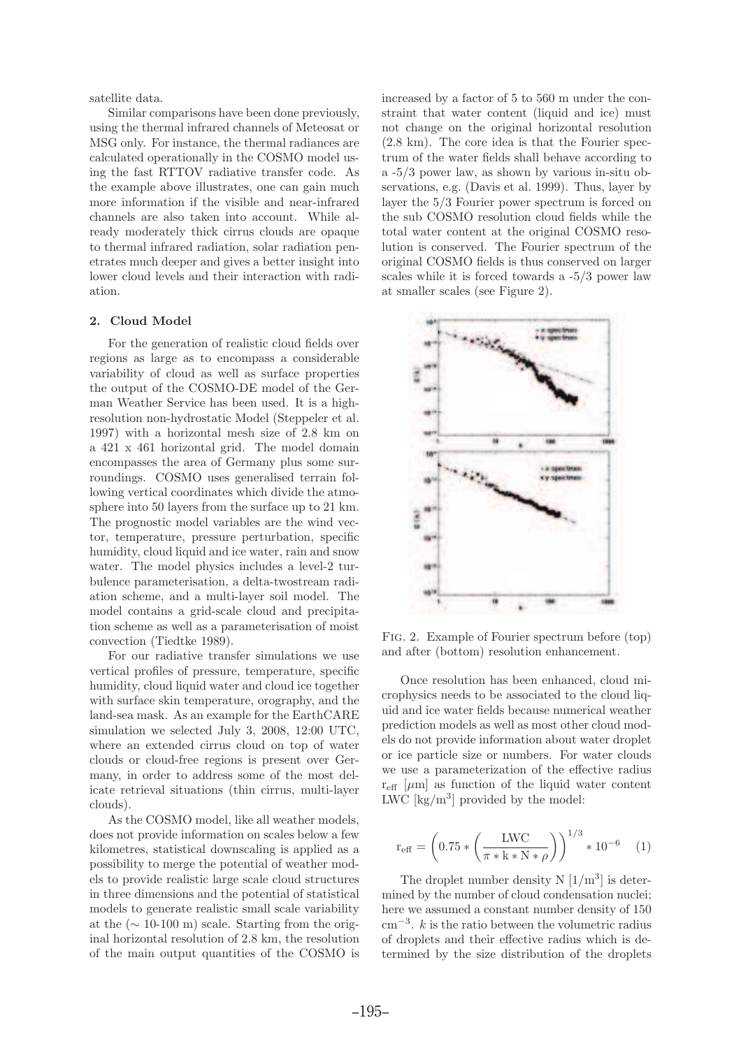satellite data.

Similar comparisons have been done previously, using the thermal infrared channels of Meteosat or MSG only. For instance, the thermal radiances are calculated operationally in the COSMO model using the fast RTTOV radiative transfer code. As the example above illustrates, one can gain much more information if the visible and near-infrared channels are also taken into account. While already moderately thick cirrus clouds are opaque to thermal infrared radiation, solar radiation penetrates much deeper and gives a better insight into lower cloud levels and their interaction with radiation.

## 2. Cloud Model

For the generation of realistic cloud fields over regions as large as to encompass a considerable variability of cloud as well as surface properties the output of the COSMO-DE model of the German Weather Service has been used. It is a high-resolution non-hydrostatic Model (Steppeler et al. 1997) with a horizontal mesh size of 2.8 km on a 421 x 461 horizontal grid. The model domain encompasses the area of Germany plus some surroundings. COSMO uses generalised terrain following vertical coordinates which divide the atmosphere into 50 layers from the surface up to 21 km. The prognostic model variables are the wind vector, temperature, pressure perturbation, specific humidity, cloud liquid and ice water, rain and snow water. The model physics includes a level-2 turbulence parameterisation, a delta-twostream radiation scheme, and a multi-layer soil model. The model contains a grid-scale cloud and precipitation scheme as well as a parameterisation of moist convection (Tiedtke 1989).

For our radiative transfer simulations we use vertical profiles of pressure, temperature, specific humidity, cloud liquid water and cloud ice together with surface skin temperature, orography, and the land-sea mask. As an example for the EarthCARE simulation we selected July 3, 2008, 12:00 UTC, where an extended cirrus cloud on top of water clouds or cloud-free regions is present over Germany, in order to address some of the most delicate retrieval situations (thin cirrus, multi-layer clouds).

As the COSMO model, like all weather models, does not provide information on scales below a few kilometres, statistical downscaling is applied as a possibility to merge the potential of weather models to provide realistic large scale cloud structures in three dimensions and the potential of statistical models to generate realistic small scale variability at the ($\sim$ 10-100 m) scale. Starting from the original horizontal resolution of 2.8 km, the resolution of the main output quantities of the COSMO is increased by a factor of 5 to 560 m under the constraint that water content (liquid and ice) must not change on the original horizontal resolution (2.8 km). The core idea is that the Fourier spectrum of the water fields shall behave according to a -5/3 power law, as shown by various in-situ observations, e.g. (Davis et al. 1999). Thus, layer by layer the 5/3 Fourier power spectrum is forced on the sub COSMO resolution cloud fields while the total water content at the original COSMO resolution is conserved. The Fourier spectrum of the original COSMO fields is thus conserved on larger scales while it is forced towards a -5/3 power law at smaller scales (see Figure 2).

Fig. 2. Example of Fourier spectrum before (top) and after (bottom) resolution enhancement.

Once resolution has been enhanced, cloud microphysics needs to be associated to the cloud liquid and ice water fields because numerical weather prediction models as well as most other cloud models do not provide information about water droplet or ice particle size or numbers. For water clouds we use a parameterization of the effective radius $r_{\text{eff}}$ [$\mu$m] as function of the liquid water content LWC [$\text{kg/m}^3$] provided by the model:

$$r_{\text{eff}} = \left(0.75 * \left(\frac{\text{LWC}}{\pi * \text{k} * \text{N} * \rho}\right)\right)^{1/3} * 10^{-6} \quad (1)$$

The droplet number density N [$1/\text{m}^3$] is determined by the number of cloud condensation nuclei; here we assumed a constant number density of 150 $\text{cm}^{-3}$. $k$ is the ratio between the volumetric radius of droplets and their effective radius which is determined by the size distribution of the droplets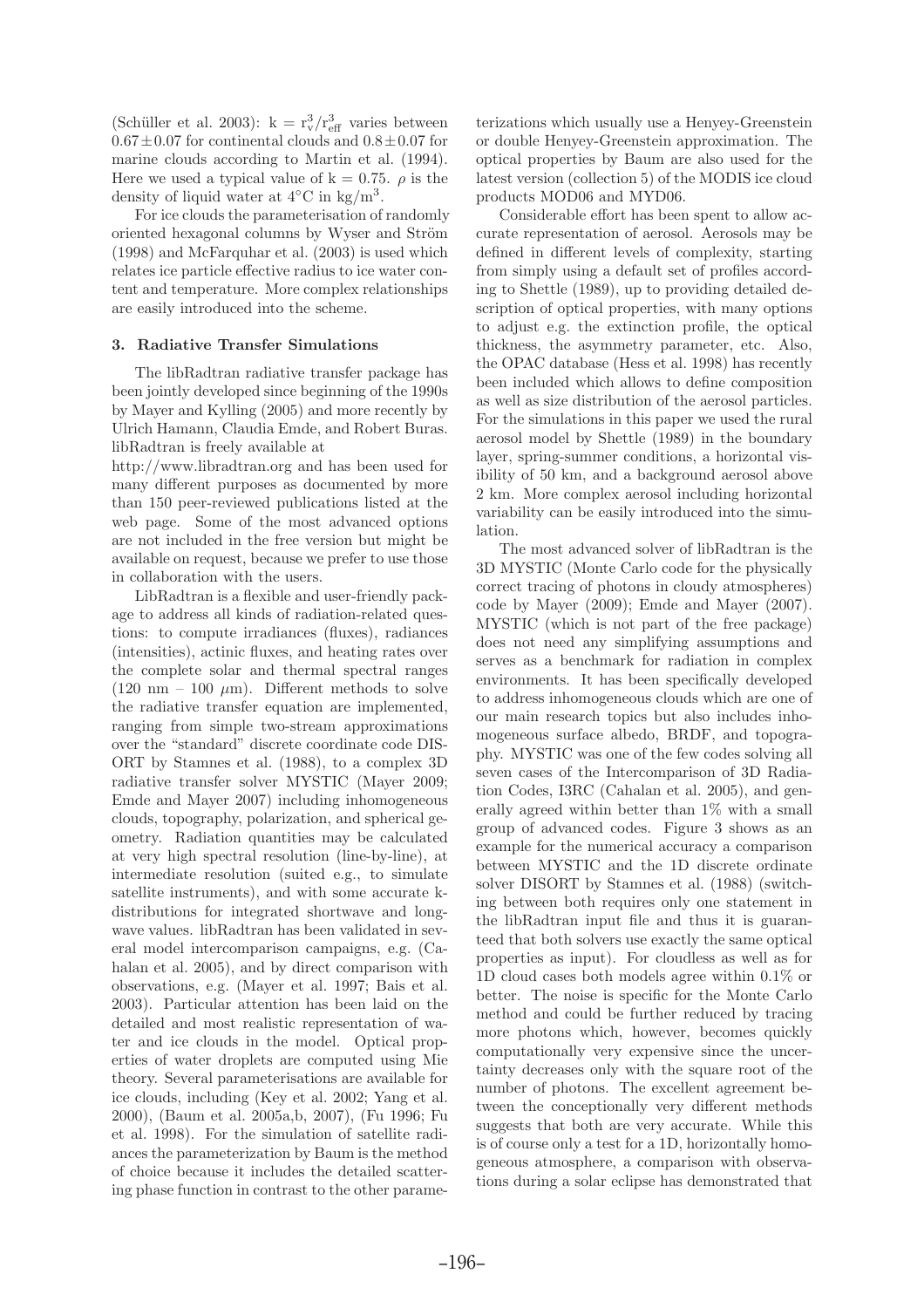(Schüller et al. 2003): $k = r_v^3/r_{eff}^3$ varies between $0.67 \pm 0.07$ for continental clouds and $0.8 \pm 0.07$ for marine clouds according to Martin et al. (1994). Here we used a typical value of $k = 0.75$. $\rho$ is the density of liquid water at 4°C in kg/m$^3$.

For ice clouds the parameterisation of randomly oriented hexagonal columns by Wyser and Ström (1998) and McFarquhar et al. (2003) is used which relates ice particle effective radius to ice water content and temperature. More complex relationships are easily introduced into the scheme.

### 3. Radiative Transfer Simulations

The libRadtran radiative transfer package has been jointly developed since beginning of the 1990s by Mayer and Kylling (2005) and more recently by Ulrich Hamann, Claudia Emde, and Robert Buras. libRadtran is freely available at http://www.libradtran.org and has been used for many different purposes as documented by more than 150 peer-reviewed publications listed at the web page. Some of the most advanced options are not included in the free version but might be available on request, because we prefer to use those in collaboration with the users.

LibRadtran is a flexible and user-friendly package to address all kinds of radiation-related questions: to compute irradiances (fluxes), radiances (intensities), actinic fluxes, and heating rates over the complete solar and thermal spectral ranges (120 nm – 100 $\mu$m). Different methods to solve the radiative transfer equation are implemented, ranging from simple two-stream approximations over the "standard" discrete coordinate code DISORT by Stamnes et al. (1988), to a complex 3D radiative transfer solver MYSTIC (Mayer 2009; Emde and Mayer 2007) including inhomogeneous clouds, topography, polarization, and spherical geometry. Radiation quantities may be calculated at very high spectral resolution (line-by-line), at intermediate resolution (suited e.g., to simulate satellite instruments), and with some accurate k-distributions for integrated shortwave and longwave values. libRadtran has been validated in several model intercomparison campaigns, e.g. (Cahalan et al. 2005), and by direct comparison with observations, e.g. (Mayer et al. 1997; Bais et al. 2003). Particular attention has been laid on the detailed and most realistic representation of water and ice clouds in the model. Optical properties of water droplets are computed using Mie theory. Several parameterisations are available for ice clouds, including (Key et al. 2002; Yang et al. 2000), (Baum et al. 2005a,b, 2007), (Fu 1996; Fu et al. 1998). For the simulation of satellite radiances the parameterization by Baum is the method of choice because it includes the detailed scattering phase function in contrast to the other parameterizations which usually use a Henyey-Greenstein or double Henyey-Greenstein approximation. The optical properties by Baum are also used for the latest version (collection 5) of the MODIS ice cloud products MOD06 and MYD06.

Considerable effort has been spent to allow accurate representation of aerosol. Aerosols may be defined in different levels of complexity, starting from simply using a default set of profiles according to Shettle (1989), up to providing detailed description of optical properties, with many options to adjust e.g. the extinction profile, the optical thickness, the asymmetry parameter, etc. Also, the OPAC database (Hess et al. 1998) has recently been included which allows to define composition as well as size distribution of the aerosol particles. For the simulations in this paper we used the rural aerosol model by Shettle (1989) in the boundary layer, spring-summer conditions, a horizontal visibility of 50 km, and a background aerosol above 2 km. More complex aerosol including horizontal variability can be easily introduced into the simulation.

The most advanced solver of libRadtran is the 3D MYSTIC (Monte Carlo code for the physically correct tracing of photons in cloudy atmospheres) code by Mayer (2009); Emde and Mayer (2007). MYSTIC (which is not part of the free package) does not need any simplifying assumptions and serves as a benchmark for radiation in complex environments. It has been specifically developed to address inhomogeneous clouds which are one of our main research topics but also includes inhomogeneous surface albedo, BRDF, and topography. MYSTIC was one of the few codes solving all seven cases of the Intercomparison of 3D Radiation Codes, I3RC (Cahalan et al. 2005), and generally agreed within better than 1% with a small group of advanced codes. Figure 3 shows as an example for the numerical accuracy a comparison between MYSTIC and the 1D discrete ordinate solver DISORT by Stamnes et al. (1988) (switching between both requires only one statement in the libRadtran input file and thus it is guaranteed that both solvers use exactly the same optical properties as input). For cloudless as well as for 1D cloud cases both models agree within 0.1% or better. The noise is specific for the Monte Carlo method and could be further reduced by tracing more photons which, however, becomes quickly computationally very expensive since the uncertainty decreases only with the square root of the number of photons. The excellent agreement between the conceptionally very different methods suggests that both are very accurate. While this is of course only a test for a 1D, horizontally homogeneous atmosphere, a comparison with observations during a solar eclipse has demonstrated that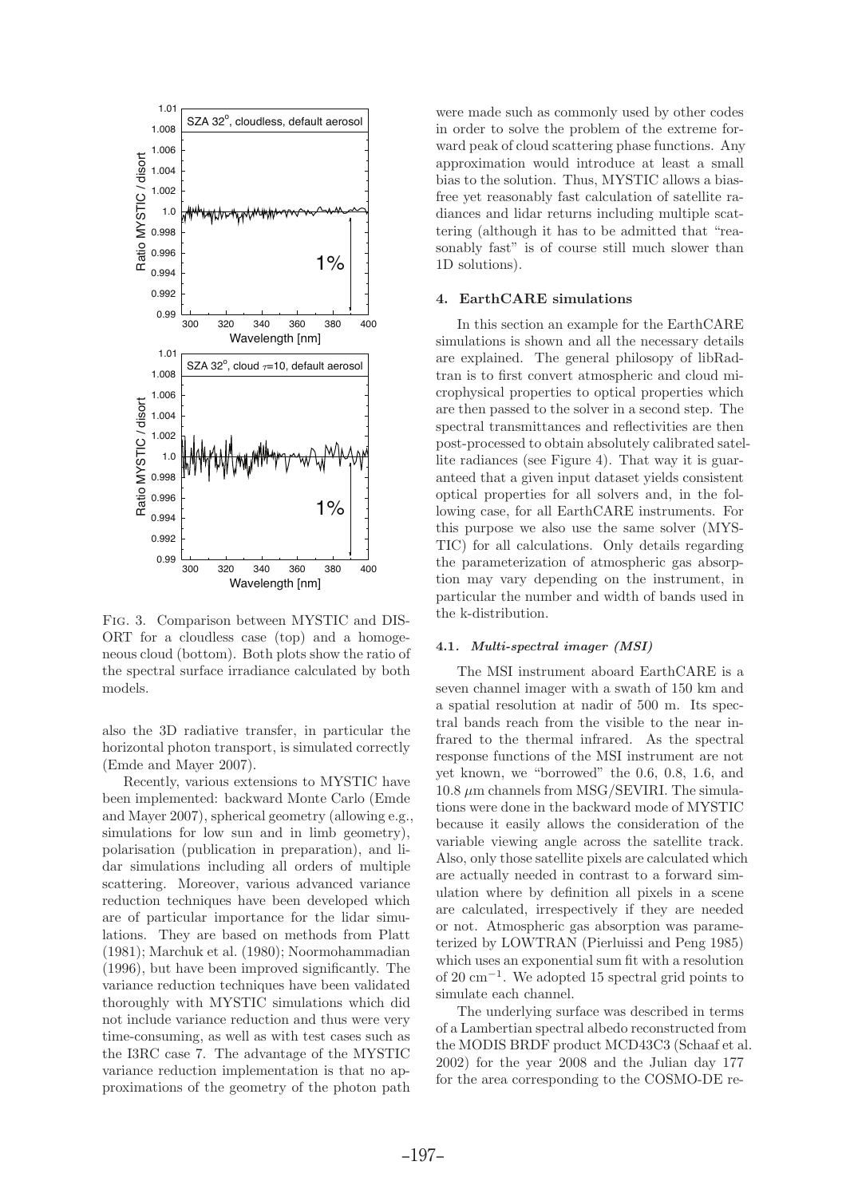FIG. 3. Comparison between MYSTIC and DISORT for a cloudless case (top) and a homogeneous cloud (bottom). Both plots show the ratio of the spectral surface irradiance calculated by both models.

also the 3D radiative transfer, in particular the horizontal photon transport, is simulated correctly (Emde and Mayer 2007).

Recently, various extensions to MYSTIC have been implemented: backward Monte Carlo (Emde and Mayer 2007), spherical geometry (allowing e.g., simulations for low sun and in limb geometry), polarisation (publication in preparation), and lidar simulations including all orders of multiple scattering. Moreover, various advanced variance reduction techniques have been developed which are of particular importance for the lidar simulations. They are based on methods from Platt (1981); Marchuk et al. (1980); Noormohammadian (1996), but have been improved significantly. The variance reduction techniques have been validated thoroughly with MYSTIC simulations which did not include variance reduction and thus were very time-consuming, as well as with test cases such as the I3RC case 7. The advantage of the MYSTIC variance reduction implementation is that no approximations of the geometry of the photon path were made such as commonly used by other codes in order to solve the problem of the extreme forward peak of cloud scattering phase functions. Any approximation would introduce at least a small bias to the solution. Thus, MYSTIC allows a bias-free yet reasonably fast calculation of satellite radiances and lidar returns including multiple scattering (although it has to be admitted that "reasonably fast" is of course still much slower than 1D solutions).

## 4. EarthCARE simulations

In this section an example for the EarthCARE simulations is shown and all the necessary details are explained. The general philosopy of libRadtran is to first convert atmospheric and cloud microphysical properties to optical properties which are then passed to the solver in a second step. The spectral transmittances and reflectivities are then post-processed to obtain absolutely calibrated satellite radiances (see Figure 4). That way it is guaranteed that a given input dataset yields consistent optical properties for all solvers and, in the following case, for all EarthCARE instruments. For this purpose we also use the same solver (MYSTIC) for all calculations. Only details regarding the parameterization of atmospheric gas absorption may vary depending on the instrument, in particular the number and width of bands used in the k-distribution.

### 4.1. *Multi-spectral imager (MSI)*

The MSI instrument aboard EarthCARE is a seven channel imager with a swath of 150 km and a spatial resolution at nadir of 500 m. Its spectral bands reach from the visible to the near infrared to the thermal infrared. As the spectral response functions of the MSI instrument are not yet known, we "borrowed" the 0.6, 0.8, 1.6, and 10.8 $\mu$m channels from MSG/SEVIRI. The simulations were done in the backward mode of MYSTIC because it easily allows the consideration of the variable viewing angle across the satellite track. Also, only those satellite pixels are calculated which are actually needed in contrast to a forward simulation where by definition all pixels in a scene are calculated, irrespectively if they are needed or not. Atmospheric gas absorption was parameterized by LOWTRAN (Pierluissi and Peng 1985) which uses an exponential sum fit with a resolution of 20 cm$^{-1}$. We adopted 15 spectral grid points to simulate each channel.

The underlying surface was described in terms of a Lambertian spectral albedo reconstructed from the MODIS BRDF product MCD43C3 (Schaaf et al. 2002) for the year 2008 and the Julian day 177 for the area corresponding to the COSMO-DE re-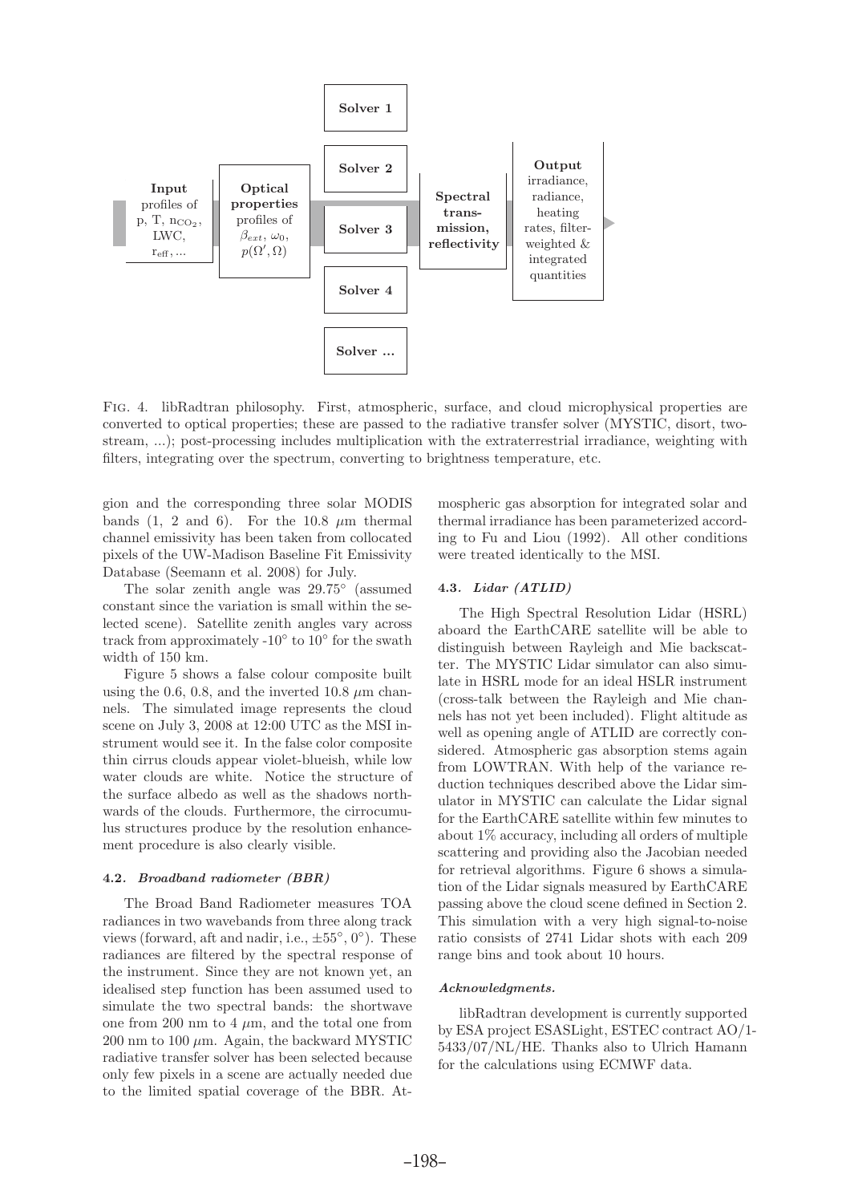Fig. 4. libRadtran philosophy. First, atmospheric, surface, and cloud microphysical properties are converted to optical properties; these are passed to the radiative transfer solver (MYSTIC, disort, two-stream, ...); post-processing includes multiplication with the extraterrestrial irradiance, weighting with filters, integrating over the spectrum, converting to brightness temperature, etc.

gion and the corresponding three solar MODIS bands (1, 2 and 6). For the 10.8 $\mu$m thermal channel emissivity has been taken from collocated pixels of the UW-Madison Baseline Fit Emissivity Database (Seemann et al. 2008) for July.

The solar zenith angle was 29.75° (assumed constant since the variation is small within the selected scene). Satellite zenith angles vary across track from approximately -10° to 10° for the swath width of 150 km.

Figure 5 shows a false colour composite built using the 0.6, 0.8, and the inverted 10.8 $\mu$m channels. The simulated image represents the cloud scene on July 3, 2008 at 12:00 UTC as the MSI instrument would see it. In the false color composite thin cirrus clouds appear violet-blueish, while low water clouds are white. Notice the structure of the surface albedo as well as the shadows northwards of the clouds. Furthermore, the cirrocumulus structures produce by the resolution enhancement procedure is also clearly visible.

#### 4.2. *Broadband radiometer (BBR)*

The Broad Band Radiometer measures TOA radiances in two wavebands from three along track views (forward, aft and nadir, i.e., ±55°, 0°). These radiances are filtered by the spectral response of the instrument. Since they are not known yet, an idealised step function has been assumed used to simulate the two spectral bands: the shortwave one from 200 nm to 4 $\mu$m, and the total one from 200 nm to 100 $\mu$m. Again, the backward MYSTIC radiative transfer solver has been selected because only few pixels in a scene are actually needed due to the limited spatial coverage of the BBR. Atmospheric gas absorption for integrated solar and thermal irradiance has been parameterized according to Fu and Liou (1992). All other conditions were treated identically to the MSI.

#### 4.3. *Lidar (ATLID)*

The High Spectral Resolution Lidar (HSRL) aboard the EarthCARE satellite will be able to distinguish between Rayleigh and Mie backscatter. The MYSTIC Lidar simulator can also simulate in HSRL mode for an ideal HSLR instrument (cross-talk between the Rayleigh and Mie channels has not yet been included). Flight altitude as well as opening angle of ATLID are correctly considered. Atmospheric gas absorption stems again from LOWTRAN. With help of the variance reduction techniques described above the Lidar simulator in MYSTIC can calculate the Lidar signal for the EarthCARE satellite within few minutes to about 1% accuracy, including all orders of multiple scattering and providing also the Jacobian needed for retrieval algorithms. Figure 6 shows a simulation of the Lidar signals measured by EarthCARE passing above the cloud scene defined in Section 2. This simulation with a very high signal-to-noise ratio consists of 2741 Lidar shots with each 209 range bins and took about 10 hours.

#### *Acknowledgments.*

libRadtran development is currently supported by ESA project ESASLight, ESTEC contract AO/1-5433/07/NL/HE. Thanks also to Ulrich Hamann for the calculations using ECMWF data.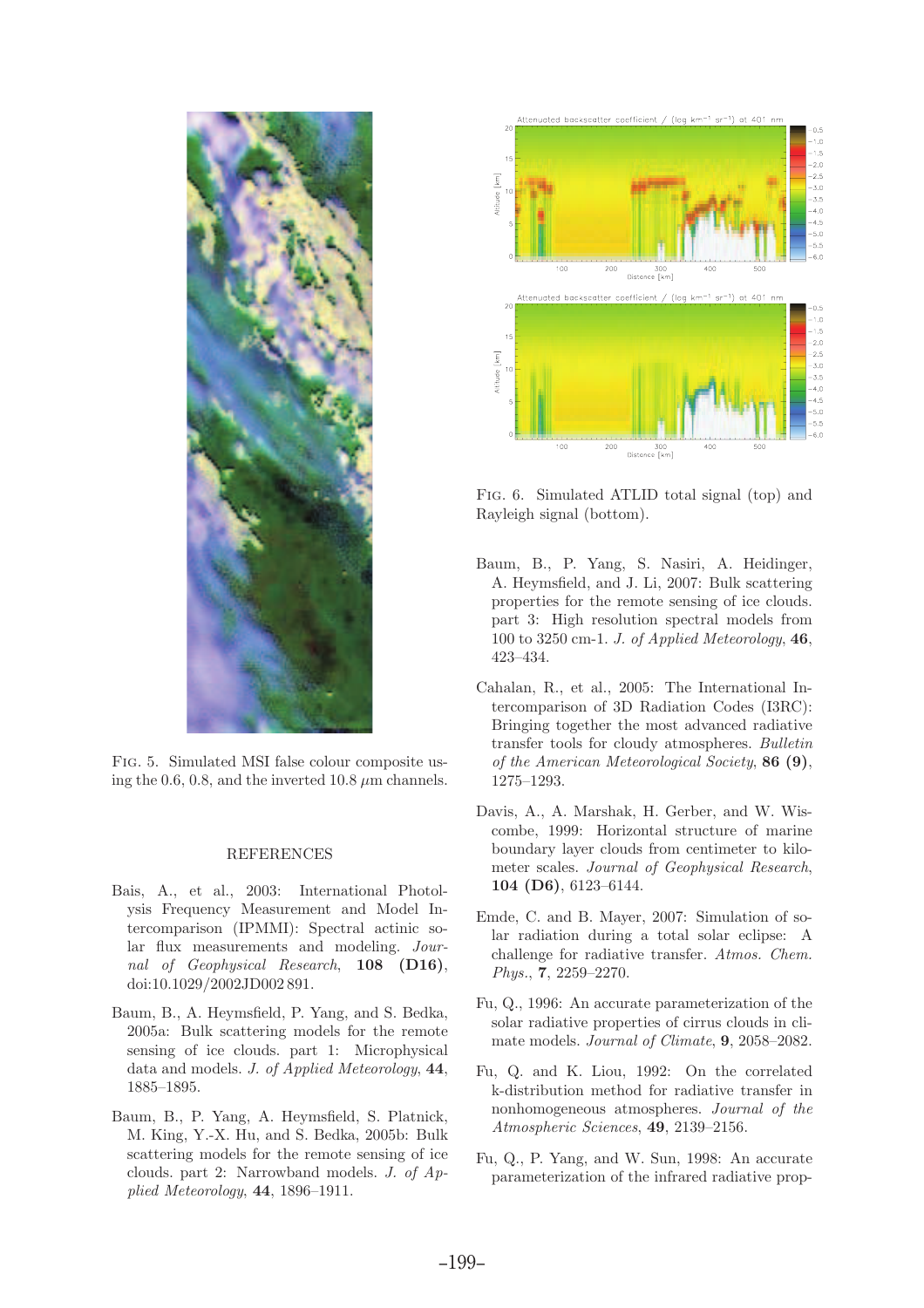FIG. 5. Simulated MSI false colour composite using the 0.6, 0.8, and the inverted 10.8 $\mu$m channels.

FIG. 6. Simulated ATLID total signal (top) and Rayleigh signal (bottom).

## REFERENCES

Bais, A., et al., 2003: International Photolysis Frequency Measurement and Model Intercomparison (IPMMI): Spectral actinic solar flux measurements and modeling. *Journal of Geophysical Research*, **108 (D16)**, doi:10.1029/2002JD002 891.

Baum, B., A. Heymsfield, P. Yang, and S. Bedka, 2005a: Bulk scattering models for the remote sensing of ice clouds. part 1: Microphysical data and models. *J. of Applied Meteorology*, **44**, 1885–1895.

Baum, B., P. Yang, A. Heymsfield, S. Platnick, M. King, Y.-X. Hu, and S. Bedka, 2005b: Bulk scattering models for the remote sensing of ice clouds. part 2: Narrowband models. *J. of Applied Meteorology*, **44**, 1896–1911.

Baum, B., P. Yang, S. Nasiri, A. Heidinger, A. Heymsfield, and J. Li, 2007: Bulk scattering properties for the remote sensing of ice clouds. part 3: High resolution spectral models from 100 to 3250 cm-1. *J. of Applied Meteorology*, **46**, 423–434.

Cahalan, R., et al., 2005: The International Intercomparison of 3D Radiation Codes (I3RC): Bringing together the most advanced radiative transfer tools for cloudy atmospheres. *Bulletin of the American Meteorological Society*, **86 (9)**, 1275–1293.

Davis, A., A. Marshak, H. Gerber, and W. Wiscombe, 1999: Horizontal structure of marine boundary layer clouds from centimeter to kilometer scales. *Journal of Geophysical Research*, **104 (D6)**, 6123–6144.

Emde, C. and B. Mayer, 2007: Simulation of solar radiation during a total solar eclipse: A challenge for radiative transfer. *Atmos. Chem. Phys.*, **7**, 2259–2270.

Fu, Q., 1996: An accurate parameterization of the solar radiative properties of cirrus clouds in climate models. *Journal of Climate*, **9**, 2058–2082.

Fu, Q. and K. Liou, 1992: On the correlated k-distribution method for radiative transfer in nonhomogeneous atmospheres. *Journal of the Atmospheric Sciences*, **49**, 2139–2156.

Fu, Q., P. Yang, and W. Sun, 1998: An accurate parameterization of the infrared radiative prop-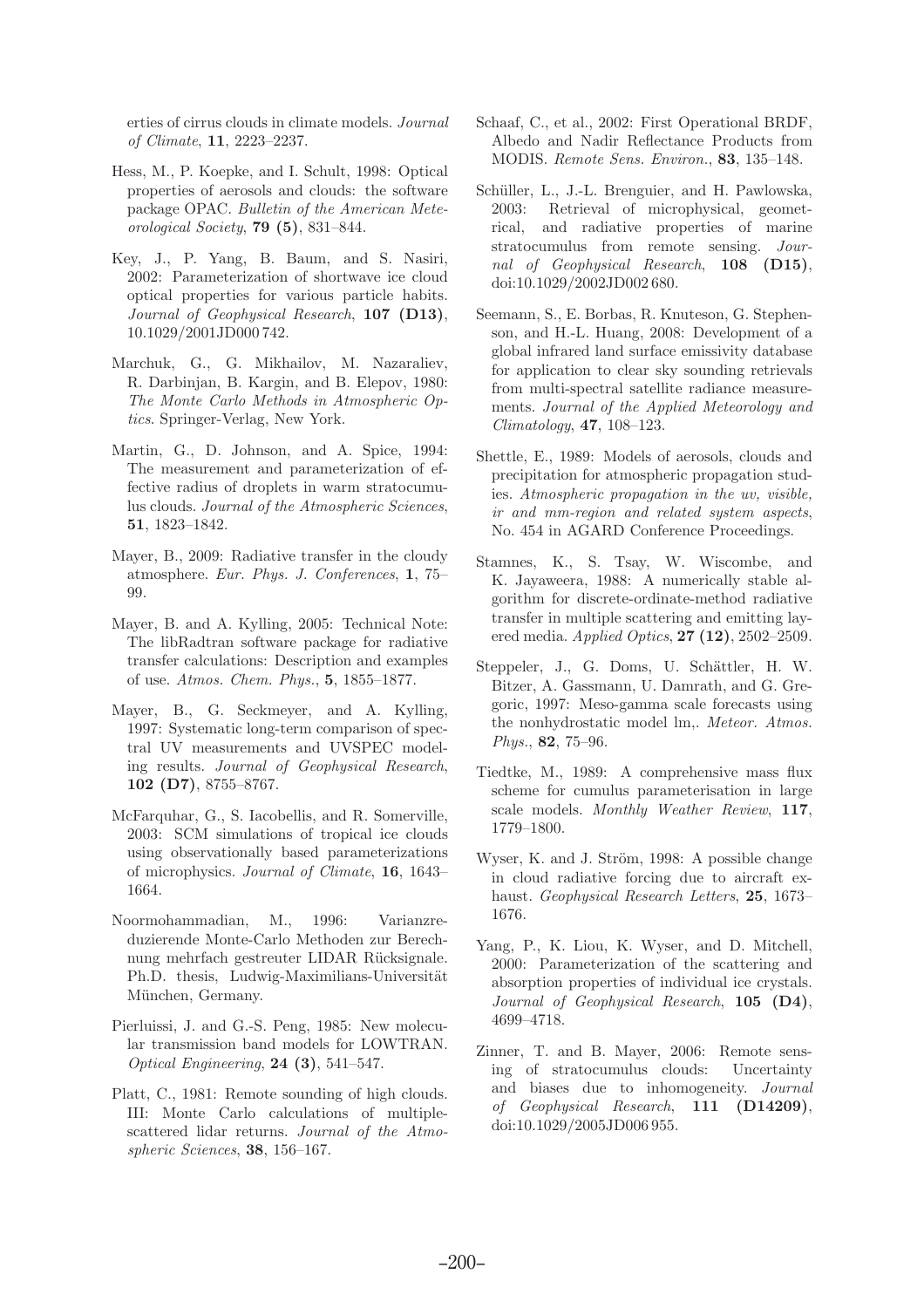erties of cirrus clouds in climate models. *Journal of Climate*, **11**, 2223–2237.

Hess, M., P. Koepke, and I. Schult, 1998: Optical properties of aerosols and clouds: the software package OPAC. *Bulletin of the American Meteorological Society*, **79 (5)**, 831–844.

Key, J., P. Yang, B. Baum, and S. Nasiri, 2002: Parameterization of shortwave ice cloud optical properties for various particle habits. *Journal of Geophysical Research*, **107 (D13)**, 10.1029/2001JD000 742.

Marchuk, G., G. Mikhailov, M. Nazaraliev, R. Darbinjan, B. Kargin, and B. Elepov, 1980: *The Monte Carlo Methods in Atmospheric Optics*. Springer-Verlag, New York.

Martin, G., D. Johnson, and A. Spice, 1994: The measurement and parameterization of effective radius of droplets in warm stratocumulus clouds. *Journal of the Atmospheric Sciences*, **51**, 1823–1842.

Mayer, B., 2009: Radiative transfer in the cloudy atmosphere. *Eur. Phys. J. Conferences*, **1**, 75–99.

Mayer, B. and A. Kylling, 2005: Technical Note: The libRadtran software package for radiative transfer calculations: Description and examples of use. *Atmos. Chem. Phys.*, **5**, 1855–1877.

Mayer, B., G. Seckmeyer, and A. Kylling, 1997: Systematic long-term comparison of spectral UV measurements and UVSPEC modeling results. *Journal of Geophysical Research*, **102 (D7)**, 8755–8767.

McFarquhar, G., S. Iacobellis, and R. Somerville, 2003: SCM simulations of tropical ice clouds using observationally based parameterizations of microphysics. *Journal of Climate*, **16**, 1643–1664.

Noormohammadian, M., 1996: Varianzreduzierende Monte-Carlo Methoden zur Berechnung mehrfach gestreuter LIDAR Rücksignale. Ph.D. thesis, Ludwig-Maximilians-Universität München, Germany.

Pierluissi, J. and G.-S. Peng, 1985: New molecular transmission band models for LOWTRAN. *Optical Engineering*, **24 (3)**, 541–547.

Platt, C., 1981: Remote sounding of high clouds. III: Monte Carlo calculations of multiple-scattered lidar returns. *Journal of the Atmospheric Sciences*, **38**, 156–167.

Schaaf, C., et al., 2002: First Operational BRDF, Albedo and Nadir Reflectance Products from MODIS. *Remote Sens. Environ.*, **83**, 135–148.

Schüller, L., J.-L. Brenguier, and H. Pawlowska, 2003: Retrieval of microphysical, geometrical, and radiative properties of marine stratocumulus from remote sensing. *Journal of Geophysical Research*, **108 (D15)**, doi:10.1029/2002JD002 680.

Seemann, S., E. Borbas, R. Knuteson, G. Stephenson, and H.-L. Huang, 2008: Development of a global infrared land surface emissivity database for application to clear sky sounding retrievals from multi-spectral satellite radiance measurements. *Journal of the Applied Meteorology and Climatology*, **47**, 108–123.

Shettle, E., 1989: Models of aerosols, clouds and precipitation for atmospheric propagation studies. *Atmospheric propagation in the uv, visible, ir and mm-region and related system aspects*, No. 454 in AGARD Conference Proceedings.

Stamnes, K., S. Tsay, W. Wiscombe, and K. Jayaweera, 1988: A numerically stable algorithm for discrete-ordinate-method radiative transfer in multiple scattering and emitting layered media. *Applied Optics*, **27 (12)**, 2502–2509.

Steppeler, J., G. Doms, U. Schättler, H. W. Bitzer, A. Gassmann, U. Damrath, and G. Gregoric, 1997: Meso-gamma scale forecasts using the nonhydrostatic model lm,. *Meteor. Atmos. Phys.*, **82**, 75–96.

Tiedtke, M., 1989: A comprehensive mass flux scheme for cumulus parameterisation in large scale models. *Monthly Weather Review*, **117**, 1779–1800.

Wyser, K. and J. Ström, 1998: A possible change in cloud radiative forcing due to aircraft exhaust. *Geophysical Research Letters*, **25**, 1673–1676.

Yang, P., K. Liou, K. Wyser, and D. Mitchell, 2000: Parameterization of the scattering and absorption properties of individual ice crystals. *Journal of Geophysical Research*, **105 (D4)**, 4699–4718.

Zinner, T. and B. Mayer, 2006: Remote sensing of stratocumulus clouds: Uncertainty and biases due to inhomogeneity. *Journal of Geophysical Research*, **111 (D14209)**, doi:10.1029/2005JD006 955.